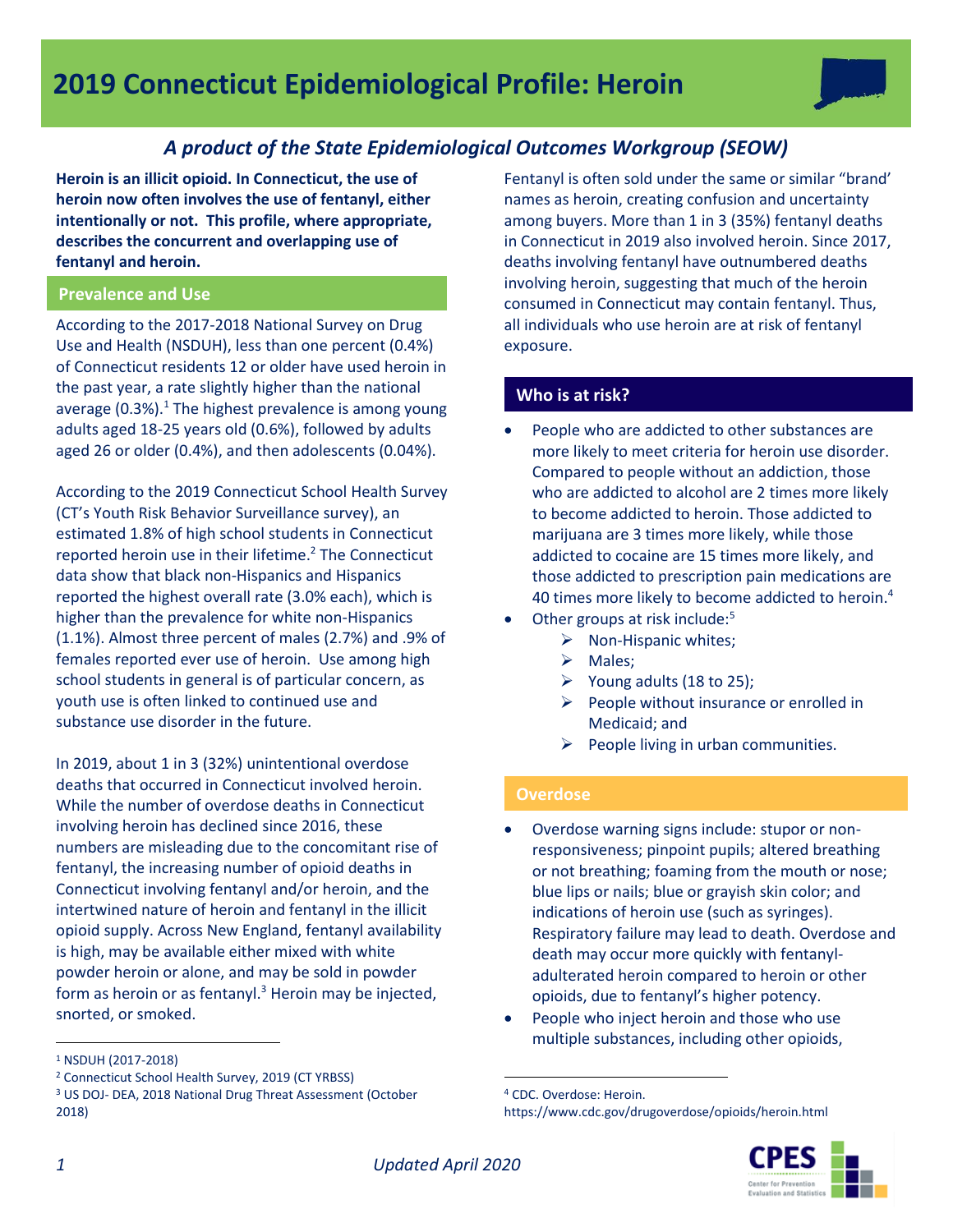# 2019 Connecticut Epidemiological Profile: Heroin

*A product of the State Epidemiological Outcomes Workgroup (SEOW)*

**Heroin is an illicit opioid. In Connecticut, the use of heroin now often involves the use of fentanyl, either intentionally or not. This profile, where appropriate, describes the concurrent and overlapping use of fentanyl and heroin.**

## Prevalence and Use

According to the 2017-2018 National Survey on Drug Use and Health (NSDUH), less than one percent (0.4%) of Connecticut residents 12 or older have used heroin in the past year, a rate slightly higher than the national average (0.3%).[1] The highest prevalence is among young adults aged 18-25 years old (0.6%), followed by adults aged 26 or older (0.4%), and then adolescents (0.04%).

According to the 2019 Connecticut School Health Survey (CT's Youth Risk Behavior Surveillance survey), an estimated 1.8% of high school students in Connecticut reported heroin use in their lifetime.[2] The Connecticut data show that black non-Hispanics and Hispanics reported the highest overall rate (3.0% each), which is higher than the prevalence for white non-Hispanics (1.1%). Almost three percent of males (2.7%) and .9% of females reported ever use of heroin. Use among high school students in general is of particular concern, as youth use is often linked to continued use and substance use disorder in the future.

In 2019, about 1 in 3 (32%) unintentional overdose deaths that occurred in Connecticut involved heroin. While the number of overdose deaths in Connecticut involving heroin has declined since 2016, these numbers are misleading due to the concomitant rise of fentanyl, the increasing number of opioid deaths in Connecticut involving fentanyl and/or heroin, and the intertwined nature of heroin and fentanyl in the illicit opioid supply. Across New England, fentanyl availability is high, may be available either mixed with white powder heroin or alone, and may be sold in powder form as heroin or as fentanyl.[3] Heroin may be injected, snorted, or smoked.

Fentanyl is often sold under the same or similar "brand' names as heroin, creating confusion and uncertainty among buyers. More than 1 in 3 (35%) fentanyl deaths in Connecticut in 2019 also involved heroin. Since 2017, deaths involving fentanyl have outnumbered deaths involving heroin, suggesting that much of the heroin consumed in Connecticut may contain fentanyl. Thus, all individuals who use heroin are at risk of fentanyl exposure.

## Who is at risk?

- People who are addicted to other substances are more likely to meet criteria for heroin use disorder. Compared to people without an addiction, those who are addicted to alcohol are 2 times more likely to become addicted to heroin. Those addicted to marijuana are 3 times more likely, while those addicted to cocaine are 15 times more likely, and those addicted to prescription pain medications are 40 times more likely to become addicted to heroin.[4]
- Other groups at risk include:[5]
  - Non-Hispanic whites;
  - Males;
  - Young adults (18 to 25);
  - People without insurance or enrolled in Medicaid; and
  - People living in urban communities.

## Overdose

- Overdose warning signs include: stupor or non-responsiveness; pinpoint pupils; altered breathing or not breathing; foaming from the mouth or nose; blue lips or nails; blue or grayish skin color; and indications of heroin use (such as syringes). Respiratory failure may lead to death. Overdose and death may occur more quickly with fentanyl-adulterated heroin compared to heroin or other opioids, due to fentanyl's higher potency.
- People who inject heroin and those who use multiple substances, including other opioids,

---

[1] NSDUH (2017-2018)

[2] Connecticut School Health Survey, 2019 (CT YRBSS)

[3] US DOJ- DEA, 2018 National Drug Threat Assessment (October 2018)

[4] CDC. Overdose: Heroin. https://www.cdc.gov/drugoverdose/opioids/heroin.html

Updated April 2020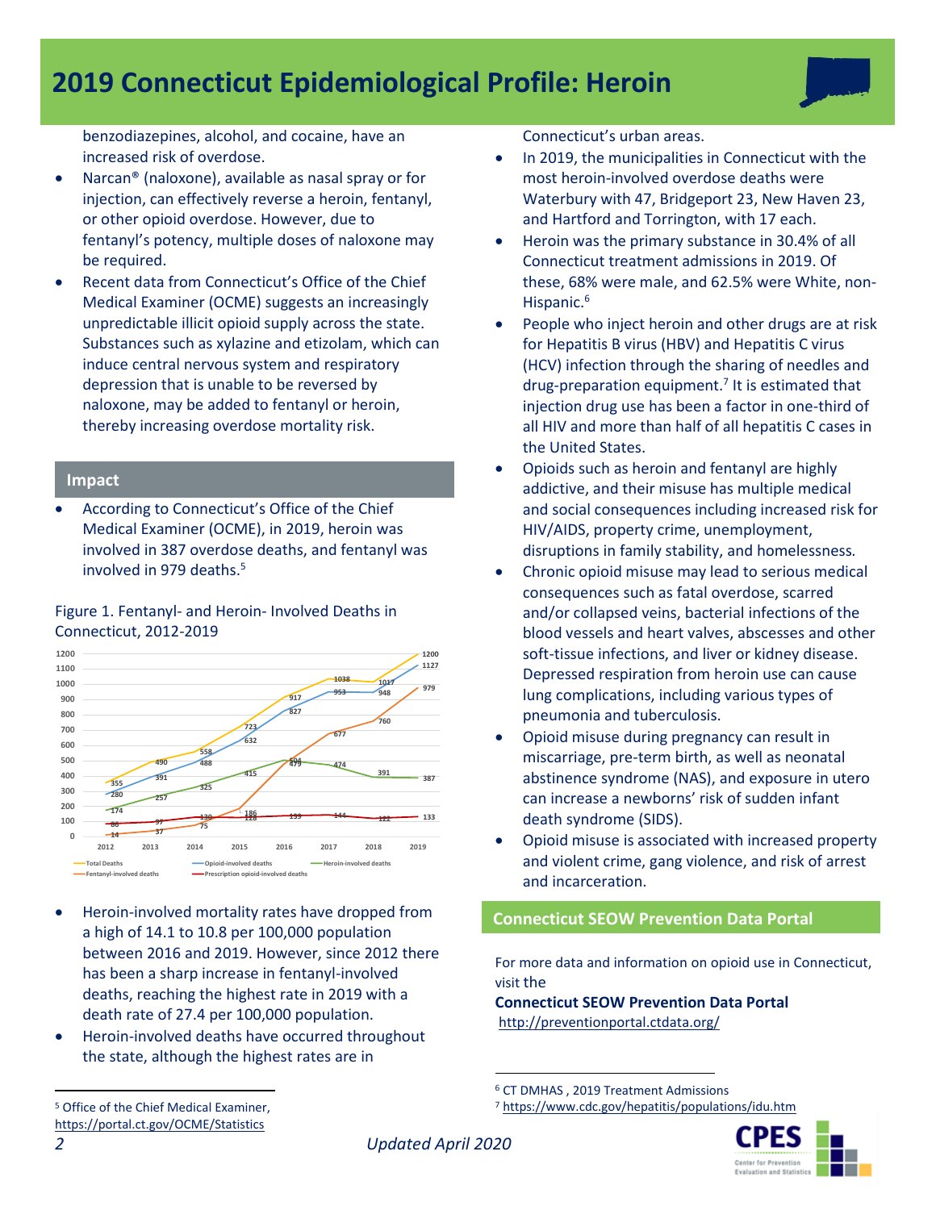# 2019 Connecticut Epidemiological Profile: Heroin

benzodiazepines, alcohol, and cocaine, have an increased risk of overdose.

- Narcan® (naloxone), available as nasal spray or for injection, can effectively reverse a heroin, fentanyl, or other opioid overdose. However, due to fentanyl's potency, multiple doses of naloxone may be required.
- Recent data from Connecticut's Office of the Chief Medical Examiner (OCME) suggests an increasingly unpredictable illicit opioid supply across the state. Substances such as xylazine and etizolam, which can induce central nervous system and respiratory depression that is unable to be reversed by naloxone, may be added to fentanyl or heroin, thereby increasing overdose mortality risk.

## Impact

- According to Connecticut's Office of the Chief Medical Examiner (OCME), in 2019, heroin was involved in 387 overdose deaths, and fentanyl was involved in 979 deaths.[5]

Figure 1. Fentanyl- and Heroin- Involved Deaths in Connecticut, 2012-2019

1200
1100
1000
900
800
700
600
500
400
300
200
100
0

2012 2013 2014 2015 2016 2017 2018 2019

355 490 558 723 917 1038 1017 1200
280 391 488 632 827 953 948 1127
174 257 325 415 504 474 391 387
14 37 75 186 479 677 760 979
86 97 130 128 139 144 122 133

Total Deaths
Opioid-involved deaths
Heroin-involved deaths
Fentanyl-involved deaths
Prescription opioid-involved deaths

- Heroin-involved mortality rates have dropped from a high of 14.1 to 10.8 per 100,000 population between 2016 and 2019. However, since 2012 there has been a sharp increase in fentanyl-involved deaths, reaching the highest rate in 2019 with a death rate of 27.4 per 100,000 population.
- Heroin-involved deaths have occurred throughout the state, although the highest rates are in Connecticut's urban areas.
- In 2019, the municipalities in Connecticut with the most heroin-involved overdose deaths were Waterbury with 47, Bridgeport 23, New Haven 23, and Hartford and Torrington, with 17 each.
- Heroin was the primary substance in 30.4% of all Connecticut treatment admissions in 2019. Of these, 68% were male, and 62.5% were White, non-Hispanic.[6]
- People who inject heroin and other drugs are at risk for Hepatitis B virus (HBV) and Hepatitis C virus (HCV) infection through the sharing of needles and drug-preparation equipment.[7] It is estimated that injection drug use has been a factor in one-third of all HIV and more than half of all hepatitis C cases in the United States.
- Opioids such as heroin and fentanyl are highly addictive, and their misuse has multiple medical and social consequences including increased risk for HIV/AIDS, property crime, unemployment, disruptions in family stability, and homelessness.
- Chronic opioid misuse may lead to serious medical consequences such as fatal overdose, scarred and/or collapsed veins, bacterial infections of the blood vessels and heart valves, abscesses and other soft-tissue infections, and liver or kidney disease. Depressed respiration from heroin use can cause lung complications, including various types of pneumonia and tuberculosis.
- Opioid misuse during pregnancy can result in miscarriage, pre-term birth, as well as neonatal abstinence syndrome (NAS), and exposure in utero can increase a newborns' risk of sudden infant death syndrome (SIDS).
- Opioid misuse is associated with increased property and violent crime, gang violence, and risk of arrest and incarceration.

## Connecticut SEOW Prevention Data Portal

For more data and information on opioid use in Connecticut, visit the

**Connecticut SEOW Prevention Data Portal**
http://preventionportal.ctdata.org/

[5] Office of the Chief Medical Examiner, https://portal.ct.gov/OCME/Statistics

[6] CT DMHAS , 2019 Treatment Admissions

[7] https://www.cdc.gov/hepatitis/populations/idu.htm

*Updated April 2020*